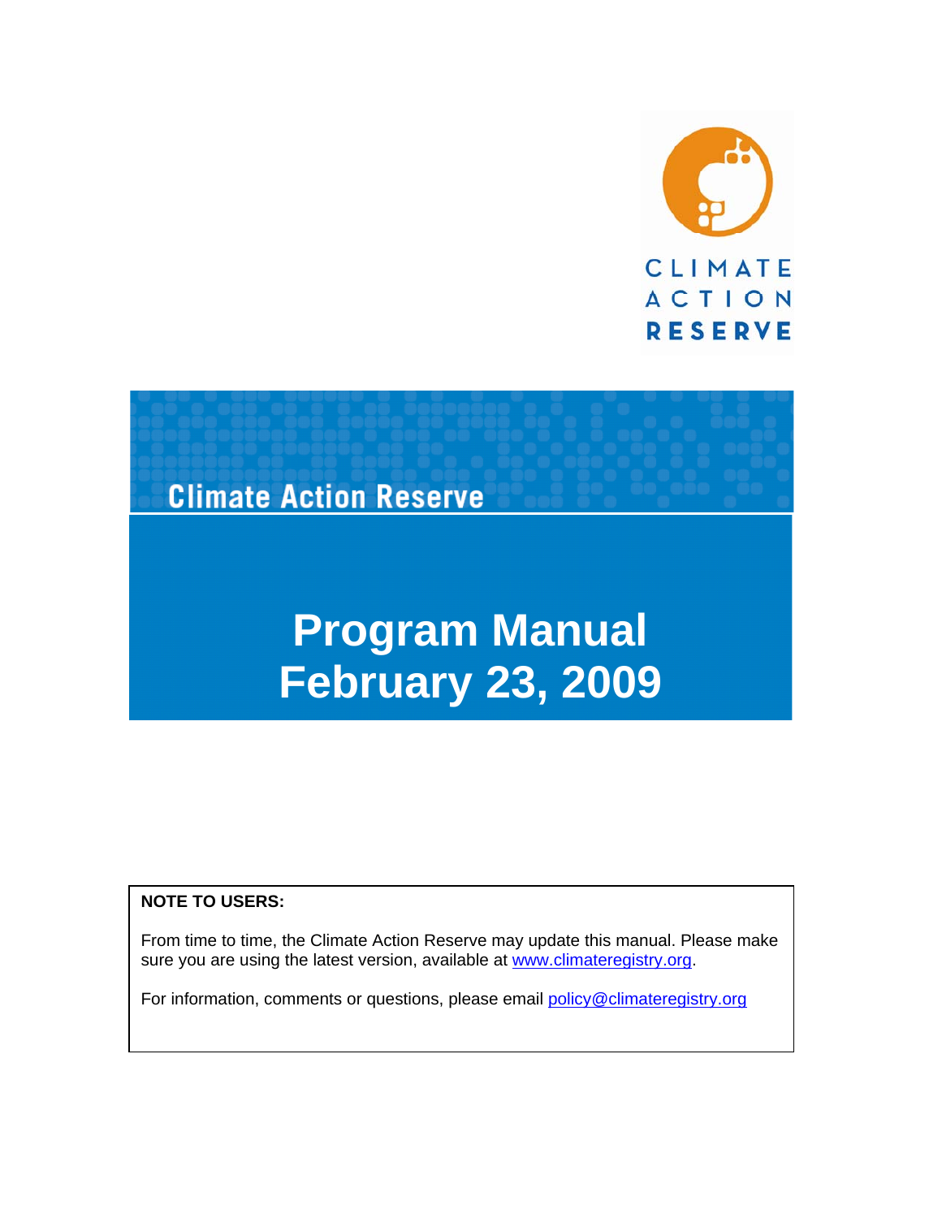CLIMATE ACTION RESERVE

Climate Action Reserve

# Program Manual
# February 23, 2009

**NOTE TO USERS:**

From time to time, the Climate Action Reserve may update this manual. Please make sure you are using the latest version, available at www.climateregistry.org.

For information, comments or questions, please email policy@climateregistry.org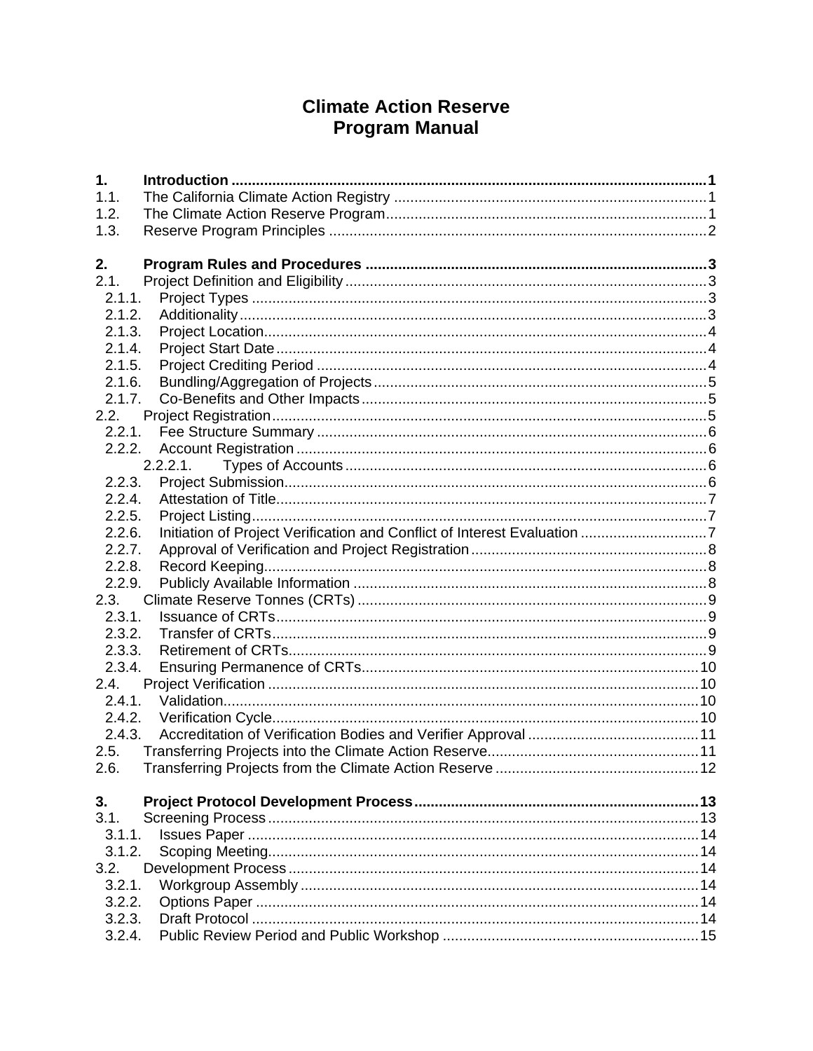# Climate Action Reserve
# Program Manual

1. **Introduction** ..... 1
1.1. The California Climate Action Registry ..... 1
1.2. The Climate Action Reserve Program ..... 1
1.3. Reserve Program Principles ..... 2

2. **Program Rules and Procedures** ..... 3
2.1. Project Definition and Eligibility ..... 3
  2.1.1. Project Types ..... 3
  2.1.2. Additionality ..... 3
  2.1.3. Project Location ..... 4
  2.1.4. Project Start Date ..... 4
  2.1.5. Project Crediting Period ..... 4
  2.1.6. Bundling/Aggregation of Projects ..... 5
  2.1.7. Co-Benefits and Other Impacts ..... 5
2.2. Project Registration ..... 5
  2.2.1. Fee Structure Summary ..... 6
  2.2.2. Account Registration ..... 6
    2.2.2.1. Types of Accounts ..... 6
  2.2.3. Project Submission ..... 6
  2.2.4. Attestation of Title ..... 7
  2.2.5. Project Listing ..... 7
  2.2.6. Initiation of Project Verification and Conflict of Interest Evaluation ..... 7
  2.2.7. Approval of Verification and Project Registration ..... 8
  2.2.8. Record Keeping ..... 8
  2.2.9. Publicly Available Information ..... 8
2.3. Climate Reserve Tonnes (CRTs) ..... 9
  2.3.1. Issuance of CRTs ..... 9
  2.3.2. Transfer of CRTs ..... 9
  2.3.3. Retirement of CRTs ..... 9
  2.3.4. Ensuring Permanence of CRTs ..... 10
2.4. Project Verification ..... 10
  2.4.1. Validation ..... 10
  2.4.2. Verification Cycle ..... 10
  2.4.3. Accreditation of Verification Bodies and Verifier Approval ..... 11
2.5. Transferring Projects into the Climate Action Reserve ..... 11
2.6. Transferring Projects from the Climate Action Reserve ..... 12

3. **Project Protocol Development Process** ..... 13
3.1. Screening Process ..... 13
  3.1.1. Issues Paper ..... 14
  3.1.2. Scoping Meeting ..... 14
3.2. Development Process ..... 14
  3.2.1. Workgroup Assembly ..... 14
  3.2.2. Options Paper ..... 14
  3.2.3. Draft Protocol ..... 14
  3.2.4. Public Review Period and Public Workshop ..... 15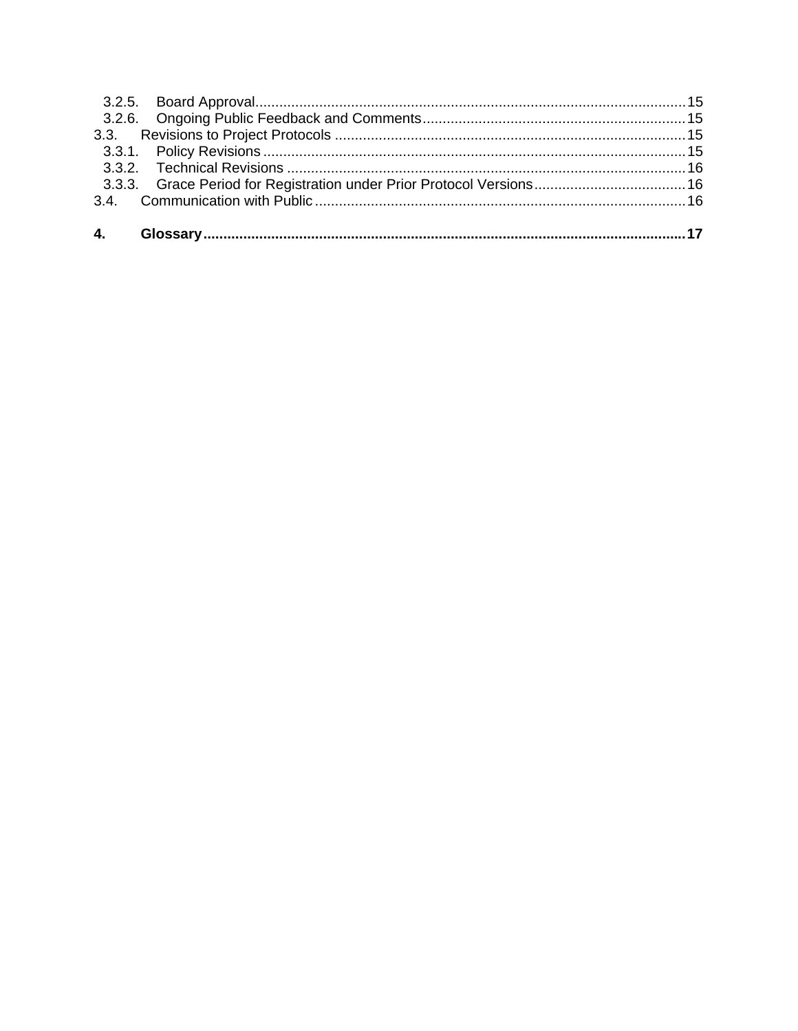3.2.5. Board Approval ........ 15
3.2.6. Ongoing Public Feedback and Comments ........ 15
3.3. Revisions to Project Protocols ........ 15
3.3.1. Policy Revisions ........ 15
3.3.2. Technical Revisions ........ 16
3.3.3. Grace Period for Registration under Prior Protocol Versions ........ 16
3.4. Communication with Public ........ 16

**4. Glossary ........ 17**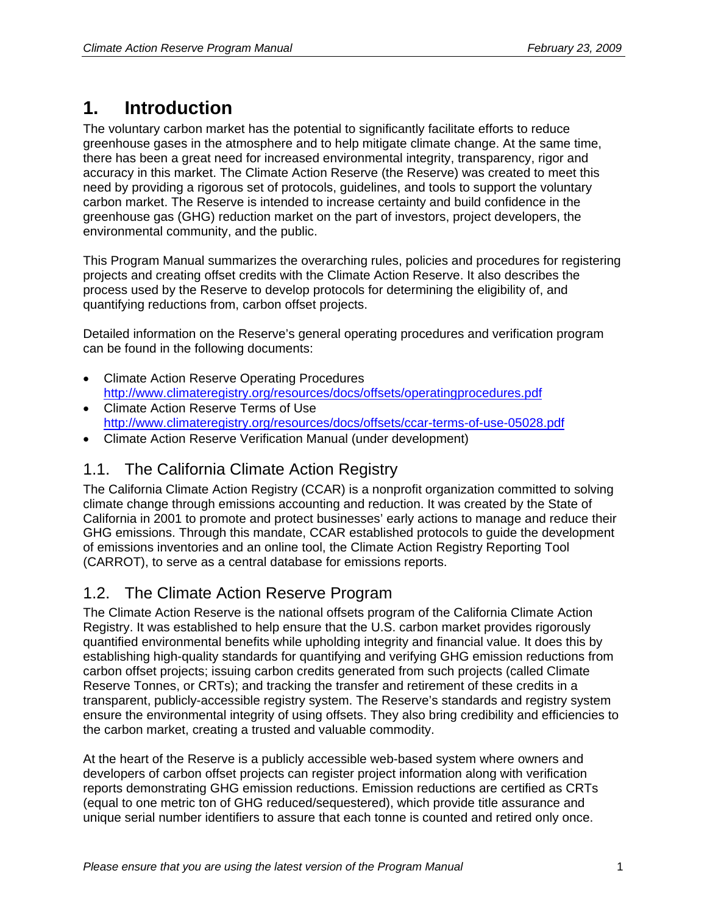# 1. Introduction

The voluntary carbon market has the potential to significantly facilitate efforts to reduce greenhouse gases in the atmosphere and to help mitigate climate change. At the same time, there has been a great need for increased environmental integrity, transparency, rigor and accuracy in this market. The Climate Action Reserve (the Reserve) was created to meet this need by providing a rigorous set of protocols, guidelines, and tools to support the voluntary carbon market. The Reserve is intended to increase certainty and build confidence in the greenhouse gas (GHG) reduction market on the part of investors, project developers, the environmental community, and the public.

This Program Manual summarizes the overarching rules, policies and procedures for registering projects and creating offset credits with the Climate Action Reserve. It also describes the process used by the Reserve to develop protocols for determining the eligibility of, and quantifying reductions from, carbon offset projects.

Detailed information on the Reserve's general operating procedures and verification program can be found in the following documents:

- Climate Action Reserve Operating Procedures
  http://www.climateregistry.org/resources/docs/offsets/operatingprocedures.pdf
- Climate Action Reserve Terms of Use
  http://www.climateregistry.org/resources/docs/offsets/ccar-terms-of-use-05028.pdf
- Climate Action Reserve Verification Manual (under development)

## 1.1. The California Climate Action Registry

The California Climate Action Registry (CCAR) is a nonprofit organization committed to solving climate change through emissions accounting and reduction. It was created by the State of California in 2001 to promote and protect businesses' early actions to manage and reduce their GHG emissions. Through this mandate, CCAR established protocols to guide the development of emissions inventories and an online tool, the Climate Action Registry Reporting Tool (CARROT), to serve as a central database for emissions reports.

## 1.2. The Climate Action Reserve Program

The Climate Action Reserve is the national offsets program of the California Climate Action Registry. It was established to help ensure that the U.S. carbon market provides rigorously quantified environmental benefits while upholding integrity and financial value. It does this by establishing high-quality standards for quantifying and verifying GHG emission reductions from carbon offset projects; issuing carbon credits generated from such projects (called Climate Reserve Tonnes, or CRTs); and tracking the transfer and retirement of these credits in a transparent, publicly-accessible registry system. The Reserve's standards and registry system ensure the environmental integrity of using offsets. They also bring credibility and efficiencies to the carbon market, creating a trusted and valuable commodity.

At the heart of the Reserve is a publicly accessible web-based system where owners and developers of carbon offset projects can register project information along with verification reports demonstrating GHG emission reductions. Emission reductions are certified as CRTs (equal to one metric ton of GHG reduced/sequestered), which provide title assurance and unique serial number identifiers to assure that each tonne is counted and retired only once.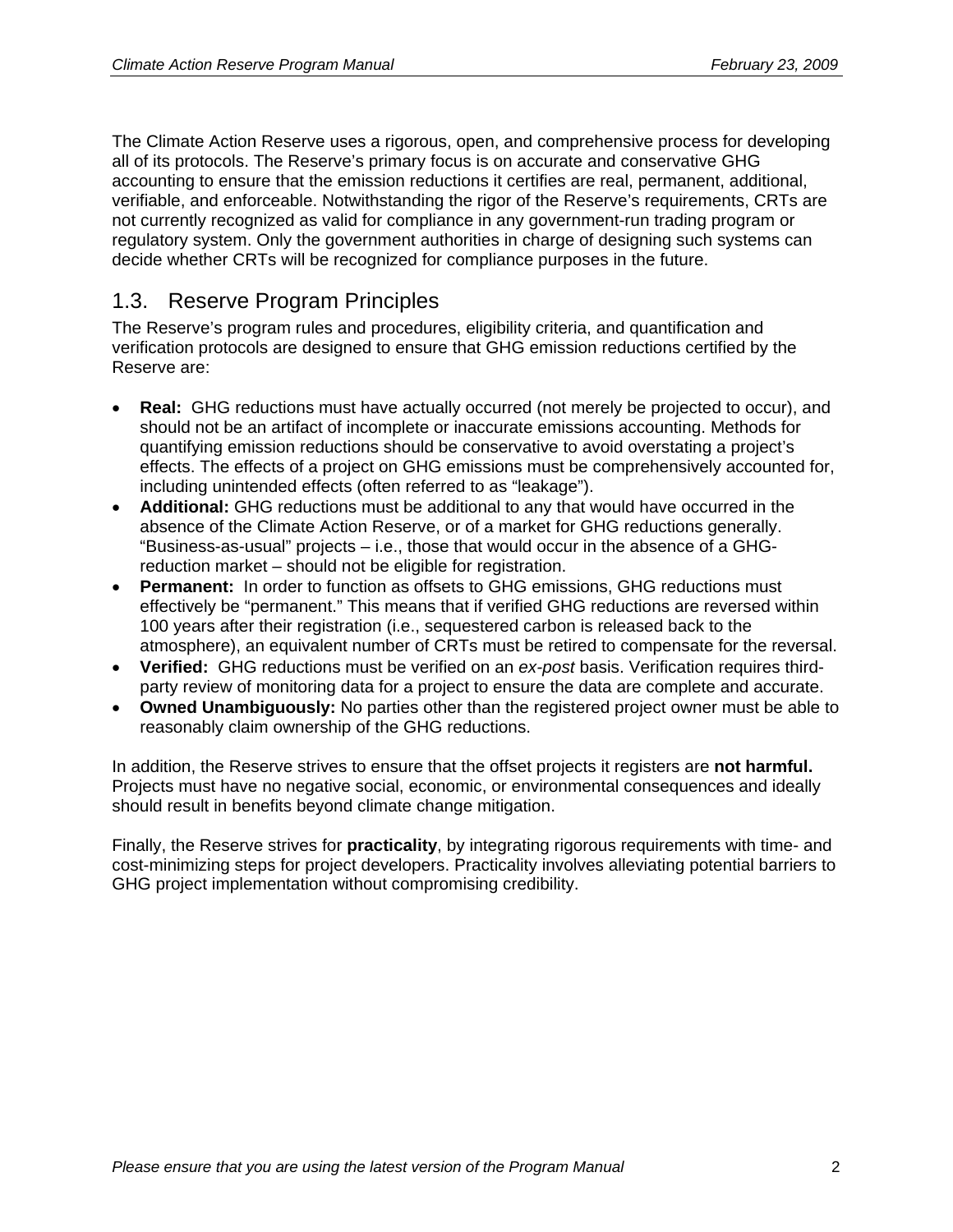The Climate Action Reserve uses a rigorous, open, and comprehensive process for developing all of its protocols. The Reserve's primary focus is on accurate and conservative GHG accounting to ensure that the emission reductions it certifies are real, permanent, additional, verifiable, and enforceable. Notwithstanding the rigor of the Reserve's requirements, CRTs are not currently recognized as valid for compliance in any government-run trading program or regulatory system. Only the government authorities in charge of designing such systems can decide whether CRTs will be recognized for compliance purposes in the future.

## 1.3. Reserve Program Principles

The Reserve's program rules and procedures, eligibility criteria, and quantification and verification protocols are designed to ensure that GHG emission reductions certified by the Reserve are:

- **Real:** GHG reductions must have actually occurred (not merely be projected to occur), and should not be an artifact of incomplete or inaccurate emissions accounting. Methods for quantifying emission reductions should be conservative to avoid overstating a project's effects. The effects of a project on GHG emissions must be comprehensively accounted for, including unintended effects (often referred to as "leakage").
- **Additional:** GHG reductions must be additional to any that would have occurred in the absence of the Climate Action Reserve, or of a market for GHG reductions generally. "Business-as-usual" projects – i.e., those that would occur in the absence of a GHG-reduction market – should not be eligible for registration.
- **Permanent:** In order to function as offsets to GHG emissions, GHG reductions must effectively be "permanent." This means that if verified GHG reductions are reversed within 100 years after their registration (i.e., sequestered carbon is released back to the atmosphere), an equivalent number of CRTs must be retired to compensate for the reversal.
- **Verified:** GHG reductions must be verified on an *ex-post* basis. Verification requires third-party review of monitoring data for a project to ensure the data are complete and accurate.
- **Owned Unambiguously:** No parties other than the registered project owner must be able to reasonably claim ownership of the GHG reductions.

In addition, the Reserve strives to ensure that the offset projects it registers are **not harmful.** Projects must have no negative social, economic, or environmental consequences and ideally should result in benefits beyond climate change mitigation.

Finally, the Reserve strives for **practicality**, by integrating rigorous requirements with time- and cost-minimizing steps for project developers. Practicality involves alleviating potential barriers to GHG project implementation without compromising credibility.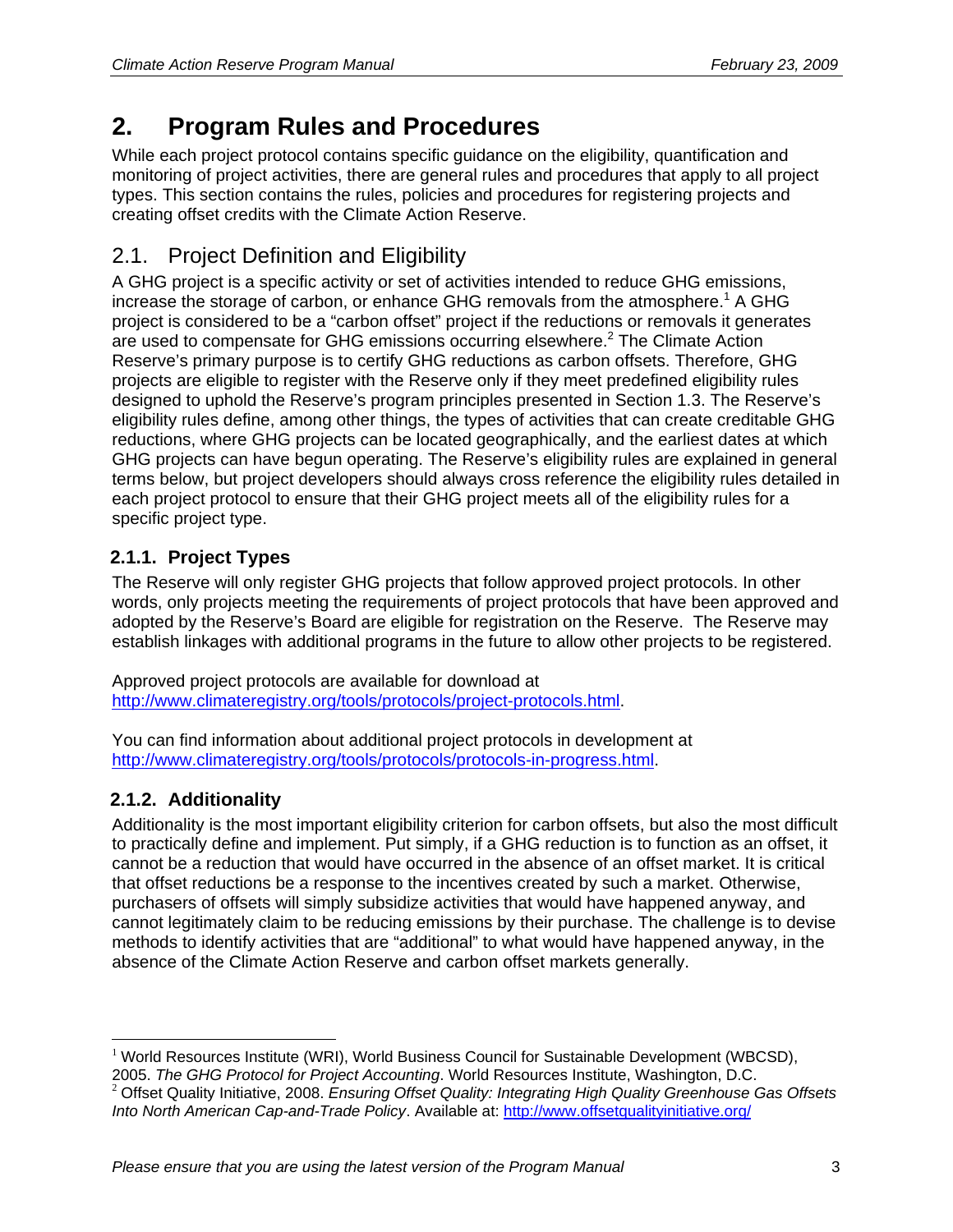# 2. Program Rules and Procedures

While each project protocol contains specific guidance on the eligibility, quantification and monitoring of project activities, there are general rules and procedures that apply to all project types. This section contains the rules, policies and procedures for registering projects and creating offset credits with the Climate Action Reserve.

## 2.1. Project Definition and Eligibility

A GHG project is a specific activity or set of activities intended to reduce GHG emissions, increase the storage of carbon, or enhance GHG removals from the atmosphere.[1] A GHG project is considered to be a "carbon offset" project if the reductions or removals it generates are used to compensate for GHG emissions occurring elsewhere.[2] The Climate Action Reserve's primary purpose is to certify GHG reductions as carbon offsets. Therefore, GHG projects are eligible to register with the Reserve only if they meet predefined eligibility rules designed to uphold the Reserve's program principles presented in Section 1.3. The Reserve's eligibility rules define, among other things, the types of activities that can create creditable GHG reductions, where GHG projects can be located geographically, and the earliest dates at which GHG projects can have begun operating. The Reserve's eligibility rules are explained in general terms below, but project developers should always cross reference the eligibility rules detailed in each project protocol to ensure that their GHG project meets all of the eligibility rules for a specific project type.

### 2.1.1. Project Types

The Reserve will only register GHG projects that follow approved project protocols. In other words, only projects meeting the requirements of project protocols that have been approved and adopted by the Reserve's Board are eligible for registration on the Reserve. The Reserve may establish linkages with additional programs in the future to allow other projects to be registered.

Approved project protocols are available for download at http://www.climateregistry.org/tools/protocols/project-protocols.html.

You can find information about additional project protocols in development at http://www.climateregistry.org/tools/protocols/protocols-in-progress.html.

### 2.1.2. Additionality

Additionality is the most important eligibility criterion for carbon offsets, but also the most difficult to practically define and implement. Put simply, if a GHG reduction is to function as an offset, it cannot be a reduction that would have occurred in the absence of an offset market. It is critical that offset reductions be a response to the incentives created by such a market. Otherwise, purchasers of offsets will simply subsidize activities that would have happened anyway, and cannot legitimately claim to be reducing emissions by their purchase. The challenge is to devise methods to identify activities that are "additional" to what would have happened anyway, in the absence of the Climate Action Reserve and carbon offset markets generally.

---

[1] World Resources Institute (WRI), World Business Council for Sustainable Development (WBCSD), 2005. *The GHG Protocol for Project Accounting*. World Resources Institute, Washington, D.C.

[2] Offset Quality Initiative, 2008. *Ensuring Offset Quality: Integrating High Quality Greenhouse Gas Offsets Into North American Cap-and-Trade Policy*. Available at: http://www.offsetqualityinitiative.org/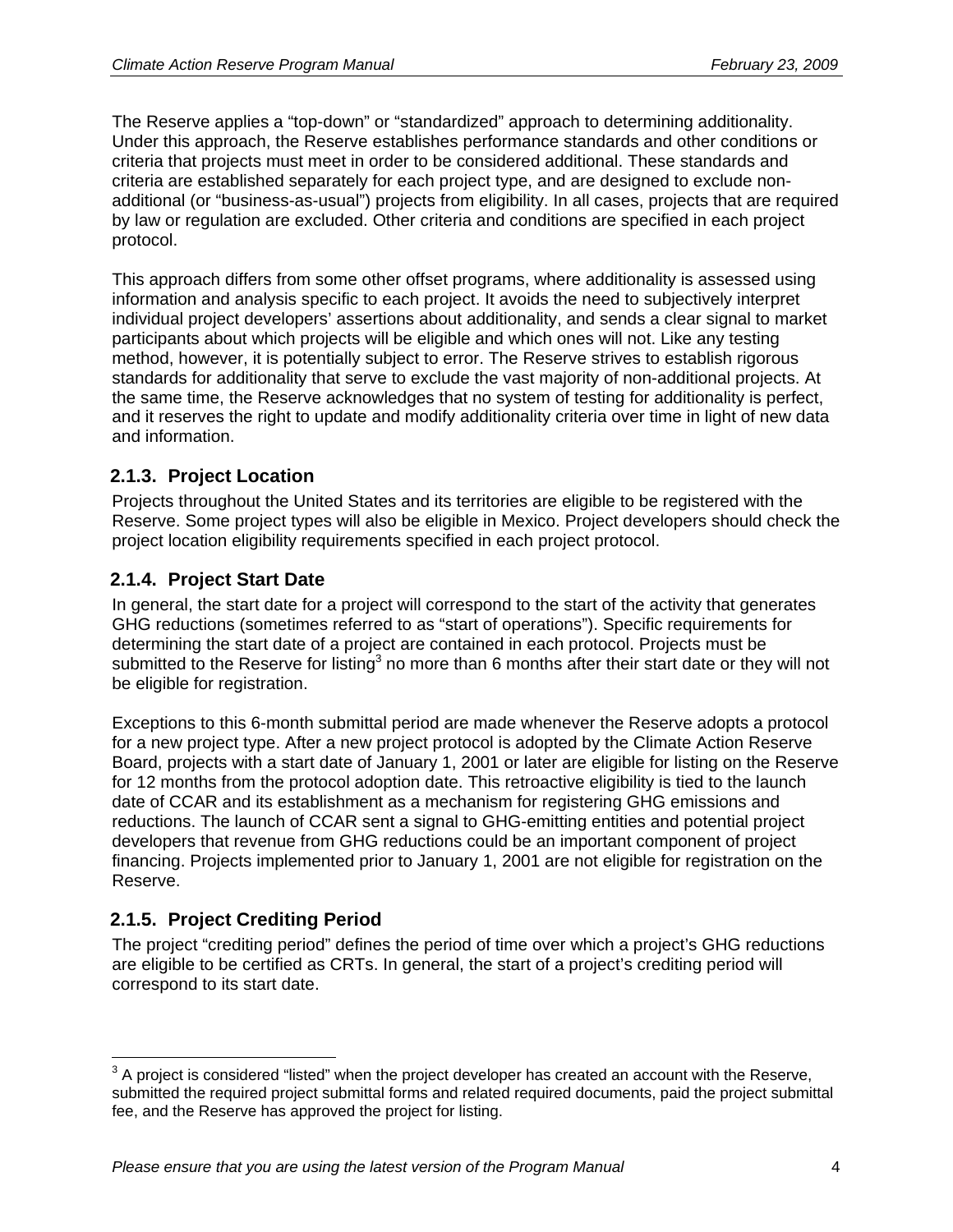The Reserve applies a "top-down" or "standardized" approach to determining additionality. Under this approach, the Reserve establishes performance standards and other conditions or criteria that projects must meet in order to be considered additional. These standards and criteria are established separately for each project type, and are designed to exclude non-additional (or "business-as-usual") projects from eligibility. In all cases, projects that are required by law or regulation are excluded. Other criteria and conditions are specified in each project protocol.

This approach differs from some other offset programs, where additionality is assessed using information and analysis specific to each project. It avoids the need to subjectively interpret individual project developers' assertions about additionality, and sends a clear signal to market participants about which projects will be eligible and which ones will not. Like any testing method, however, it is potentially subject to error. The Reserve strives to establish rigorous standards for additionality that serve to exclude the vast majority of non-additional projects. At the same time, the Reserve acknowledges that no system of testing for additionality is perfect, and it reserves the right to update and modify additionality criteria over time in light of new data and information.

### 2.1.3. Project Location

Projects throughout the United States and its territories are eligible to be registered with the Reserve. Some project types will also be eligible in Mexico. Project developers should check the project location eligibility requirements specified in each project protocol.

### 2.1.4. Project Start Date

In general, the start date for a project will correspond to the start of the activity that generates GHG reductions (sometimes referred to as "start of operations"). Specific requirements for determining the start date of a project are contained in each protocol. Projects must be submitted to the Reserve for listing[3] no more than 6 months after their start date or they will not be eligible for registration.

Exceptions to this 6-month submittal period are made whenever the Reserve adopts a protocol for a new project type. After a new project protocol is adopted by the Climate Action Reserve Board, projects with a start date of January 1, 2001 or later are eligible for listing on the Reserve for 12 months from the protocol adoption date. This retroactive eligibility is tied to the launch date of CCAR and its establishment as a mechanism for registering GHG emissions and reductions. The launch of CCAR sent a signal to GHG-emitting entities and potential project developers that revenue from GHG reductions could be an important component of project financing. Projects implemented prior to January 1, 2001 are not eligible for registration on the Reserve.

### 2.1.5. Project Crediting Period

The project "crediting period" defines the period of time over which a project's GHG reductions are eligible to be certified as CRTs. In general, the start of a project's crediting period will correspond to its start date.

---

[3] A project is considered "listed" when the project developer has created an account with the Reserve, submitted the required project submittal forms and related required documents, paid the project submittal fee, and the Reserve has approved the project for listing.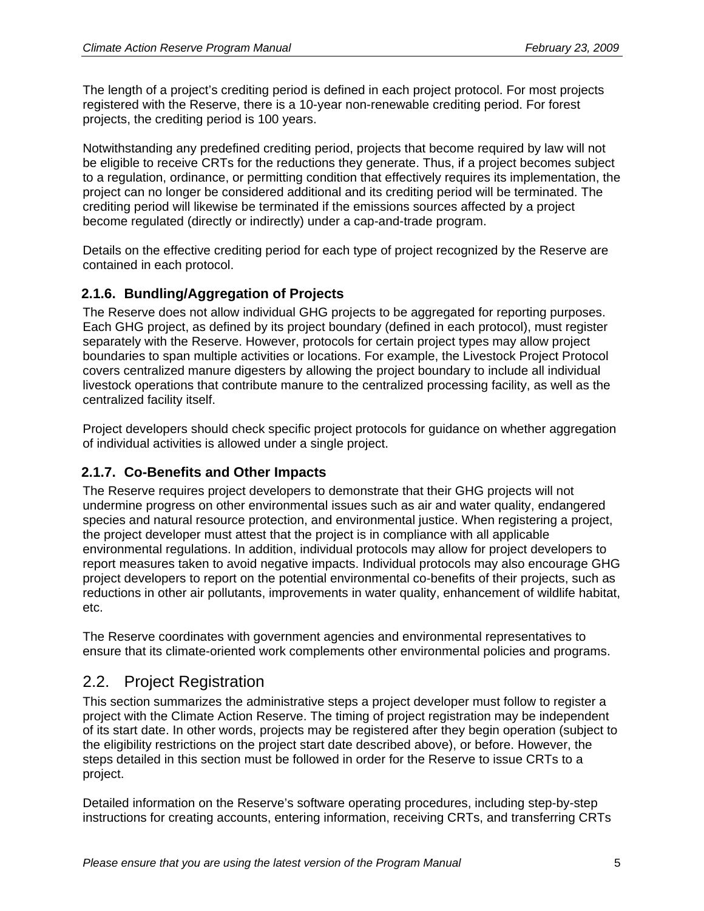The length of a project's crediting period is defined in each project protocol. For most projects registered with the Reserve, there is a 10-year non-renewable crediting period. For forest projects, the crediting period is 100 years.

Notwithstanding any predefined crediting period, projects that become required by law will not be eligible to receive CRTs for the reductions they generate. Thus, if a project becomes subject to a regulation, ordinance, or permitting condition that effectively requires its implementation, the project can no longer be considered additional and its crediting period will be terminated. The crediting period will likewise be terminated if the emissions sources affected by a project become regulated (directly or indirectly) under a cap-and-trade program.

Details on the effective crediting period for each type of project recognized by the Reserve are contained in each protocol.

### 2.1.6. Bundling/Aggregation of Projects

The Reserve does not allow individual GHG projects to be aggregated for reporting purposes. Each GHG project, as defined by its project boundary (defined in each protocol), must register separately with the Reserve. However, protocols for certain project types may allow project boundaries to span multiple activities or locations. For example, the Livestock Project Protocol covers centralized manure digesters by allowing the project boundary to include all individual livestock operations that contribute manure to the centralized processing facility, as well as the centralized facility itself.

Project developers should check specific project protocols for guidance on whether aggregation of individual activities is allowed under a single project.

### 2.1.7. Co-Benefits and Other Impacts

The Reserve requires project developers to demonstrate that their GHG projects will not undermine progress on other environmental issues such as air and water quality, endangered species and natural resource protection, and environmental justice. When registering a project, the project developer must attest that the project is in compliance with all applicable environmental regulations. In addition, individual protocols may allow for project developers to report measures taken to avoid negative impacts. Individual protocols may also encourage GHG project developers to report on the potential environmental co-benefits of their projects, such as reductions in other air pollutants, improvements in water quality, enhancement of wildlife habitat, etc.

The Reserve coordinates with government agencies and environmental representatives to ensure that its climate-oriented work complements other environmental policies and programs.

## 2.2. Project Registration

This section summarizes the administrative steps a project developer must follow to register a project with the Climate Action Reserve. The timing of project registration may be independent of its start date. In other words, projects may be registered after they begin operation (subject to the eligibility restrictions on the project start date described above), or before. However, the steps detailed in this section must be followed in order for the Reserve to issue CRTs to a project.

Detailed information on the Reserve's software operating procedures, including step-by-step instructions for creating accounts, entering information, receiving CRTs, and transferring CRTs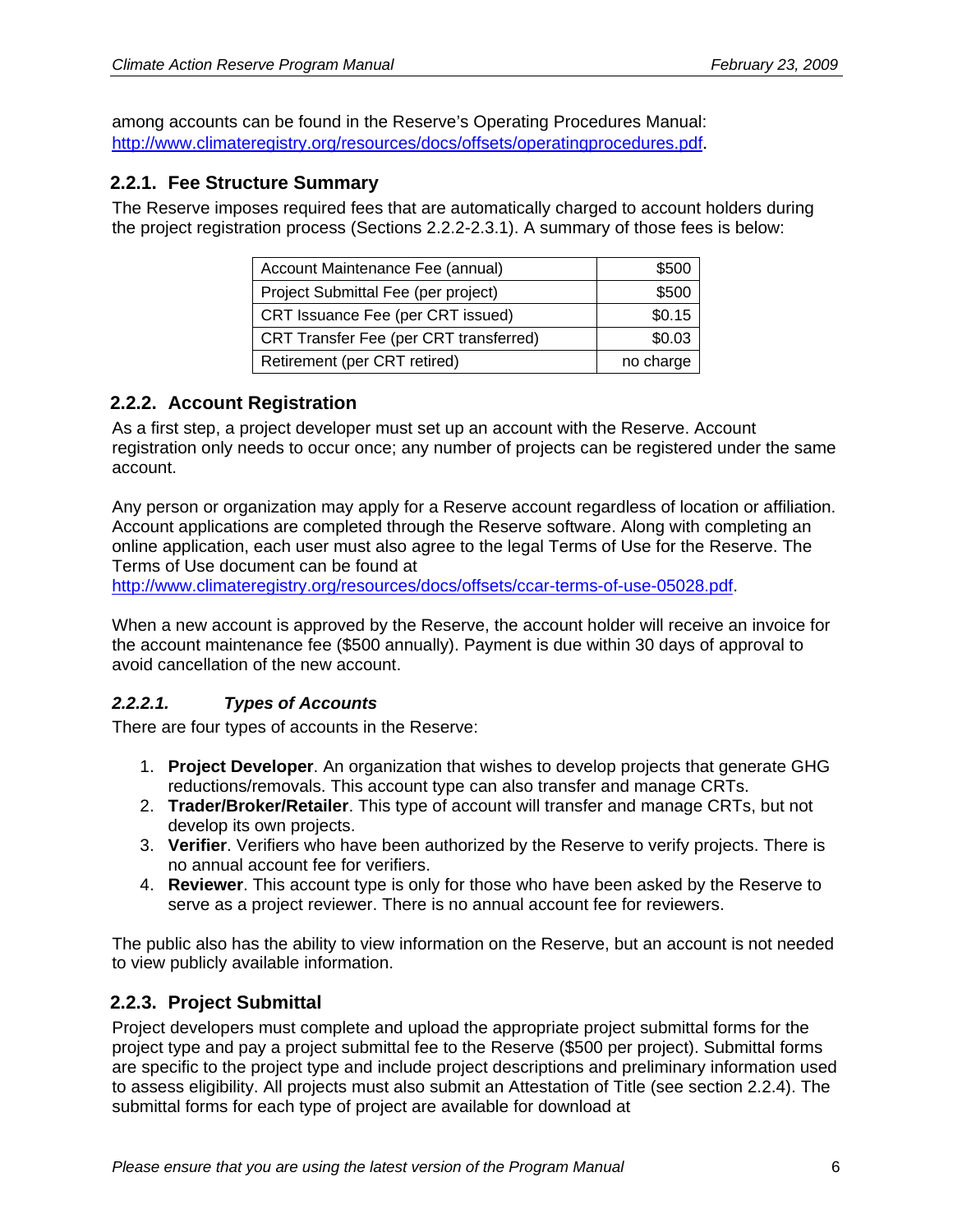among accounts can be found in the Reserve's Operating Procedures Manual: http://www.climateregistry.org/resources/docs/offsets/operatingprocedures.pdf.

### 2.2.1. Fee Structure Summary

The Reserve imposes required fees that are automatically charged to account holders during the project registration process (Sections 2.2.2-2.3.1). A summary of those fees is below:

| Fee | Amount |
|---|---|
| Account Maintenance Fee (annual) | $500 |
| Project Submittal Fee (per project) | $500 |
| CRT Issuance Fee (per CRT issued) | $0.15 |
| CRT Transfer Fee (per CRT transferred) | $0.03 |
| Retirement (per CRT retired) | no charge |

### 2.2.2. Account Registration

As a first step, a project developer must set up an account with the Reserve. Account registration only needs to occur once; any number of projects can be registered under the same account.

Any person or organization may apply for a Reserve account regardless of location or affiliation. Account applications are completed through the Reserve software. Along with completing an online application, each user must also agree to the legal Terms of Use for the Reserve. The Terms of Use document can be found at http://www.climateregistry.org/resources/docs/offsets/ccar-terms-of-use-05028.pdf.

When a new account is approved by the Reserve, the account holder will receive an invoice for the account maintenance fee ($500 annually). Payment is due within 30 days of approval to avoid cancellation of the new account.

#### *2.2.2.1. Types of Accounts*

There are four types of accounts in the Reserve:

1. **Project Developer**. An organization that wishes to develop projects that generate GHG reductions/removals. This account type can also transfer and manage CRTs.
2. **Trader/Broker/Retailer**. This type of account will transfer and manage CRTs, but not develop its own projects.
3. **Verifier**. Verifiers who have been authorized by the Reserve to verify projects. There is no annual account fee for verifiers.
4. **Reviewer**. This account type is only for those who have been asked by the Reserve to serve as a project reviewer. There is no annual account fee for reviewers.

The public also has the ability to view information on the Reserve, but an account is not needed to view publicly available information.

### 2.2.3. Project Submittal

Project developers must complete and upload the appropriate project submittal forms for the project type and pay a project submittal fee to the Reserve ($500 per project). Submittal forms are specific to the project type and include project descriptions and preliminary information used to assess eligibility. All projects must also submit an Attestation of Title (see section 2.2.4). The submittal forms for each type of project are available for download at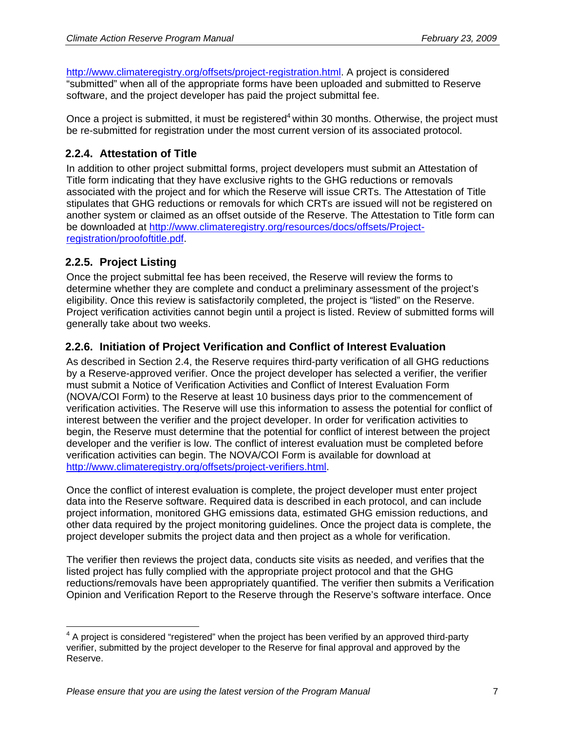http://www.climateregistry.org/offsets/project-registration.html. A project is considered "submitted" when all of the appropriate forms have been uploaded and submitted to Reserve software, and the project developer has paid the project submittal fee.

Once a project is submitted, it must be registered[4] within 30 months. Otherwise, the project must be re-submitted for registration under the most current version of its associated protocol.

### 2.2.4. Attestation of Title

In addition to other project submittal forms, project developers must submit an Attestation of Title form indicating that they have exclusive rights to the GHG reductions or removals associated with the project and for which the Reserve will issue CRTs. The Attestation of Title stipulates that GHG reductions or removals for which CRTs are issued will not be registered on another system or claimed as an offset outside of the Reserve. The Attestation to Title form can be downloaded at http://www.climateregistry.org/resources/docs/offsets/Project-registration/proofoftitle.pdf.

### 2.2.5. Project Listing

Once the project submittal fee has been received, the Reserve will review the forms to determine whether they are complete and conduct a preliminary assessment of the project's eligibility. Once this review is satisfactorily completed, the project is "listed" on the Reserve. Project verification activities cannot begin until a project is listed. Review of submitted forms will generally take about two weeks.

### 2.2.6. Initiation of Project Verification and Conflict of Interest Evaluation

As described in Section 2.4, the Reserve requires third-party verification of all GHG reductions by a Reserve-approved verifier. Once the project developer has selected a verifier, the verifier must submit a Notice of Verification Activities and Conflict of Interest Evaluation Form (NOVA/COI Form) to the Reserve at least 10 business days prior to the commencement of verification activities. The Reserve will use this information to assess the potential for conflict of interest between the verifier and the project developer. In order for verification activities to begin, the Reserve must determine that the potential for conflict of interest between the project developer and the verifier is low. The conflict of interest evaluation must be completed before verification activities can begin. The NOVA/COI Form is available for download at http://www.climateregistry.org/offsets/project-verifiers.html.

Once the conflict of interest evaluation is complete, the project developer must enter project data into the Reserve software. Required data is described in each protocol, and can include project information, monitored GHG emissions data, estimated GHG emission reductions, and other data required by the project monitoring guidelines. Once the project data is complete, the project developer submits the project data and then project as a whole for verification.

The verifier then reviews the project data, conducts site visits as needed, and verifies that the listed project has fully complied with the appropriate project protocol and that the GHG reductions/removals have been appropriately quantified. The verifier then submits a Verification Opinion and Verification Report to the Reserve through the Reserve's software interface. Once

[4] A project is considered "registered" when the project has been verified by an approved third-party verifier, submitted by the project developer to the Reserve for final approval and approved by the Reserve.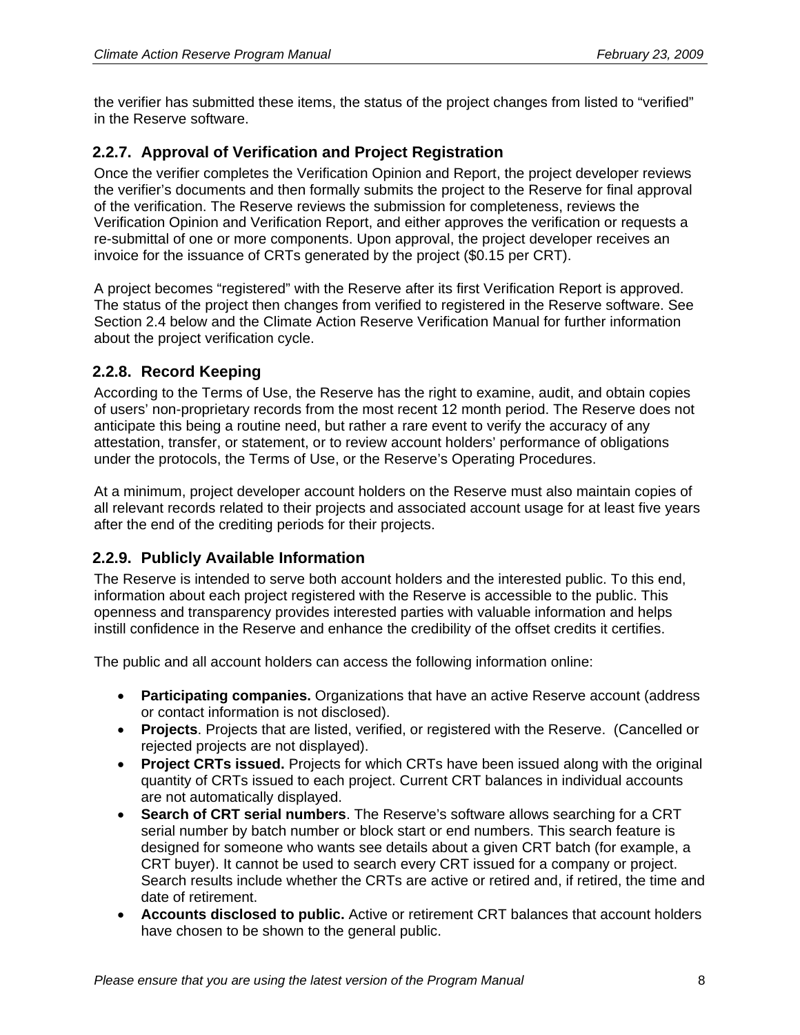the verifier has submitted these items, the status of the project changes from listed to "verified" in the Reserve software.

### 2.2.7. Approval of Verification and Project Registration

Once the verifier completes the Verification Opinion and Report, the project developer reviews the verifier's documents and then formally submits the project to the Reserve for final approval of the verification. The Reserve reviews the submission for completeness, reviews the Verification Opinion and Verification Report, and either approves the verification or requests a re-submittal of one or more components. Upon approval, the project developer receives an invoice for the issuance of CRTs generated by the project ($0.15 per CRT).

A project becomes "registered" with the Reserve after its first Verification Report is approved. The status of the project then changes from verified to registered in the Reserve software. See Section 2.4 below and the Climate Action Reserve Verification Manual for further information about the project verification cycle.

### 2.2.8. Record Keeping

According to the Terms of Use, the Reserve has the right to examine, audit, and obtain copies of users' non-proprietary records from the most recent 12 month period. The Reserve does not anticipate this being a routine need, but rather a rare event to verify the accuracy of any attestation, transfer, or statement, or to review account holders' performance of obligations under the protocols, the Terms of Use, or the Reserve's Operating Procedures.

At a minimum, project developer account holders on the Reserve must also maintain copies of all relevant records related to their projects and associated account usage for at least five years after the end of the crediting periods for their projects.

### 2.2.9. Publicly Available Information

The Reserve is intended to serve both account holders and the interested public. To this end, information about each project registered with the Reserve is accessible to the public. This openness and transparency provides interested parties with valuable information and helps instill confidence in the Reserve and enhance the credibility of the offset credits it certifies.

The public and all account holders can access the following information online:

- **Participating companies.** Organizations that have an active Reserve account (address or contact information is not disclosed).
- **Projects**. Projects that are listed, verified, or registered with the Reserve. (Cancelled or rejected projects are not displayed).
- **Project CRTs issued.** Projects for which CRTs have been issued along with the original quantity of CRTs issued to each project. Current CRT balances in individual accounts are not automatically displayed.
- **Search of CRT serial numbers**. The Reserve's software allows searching for a CRT serial number by batch number or block start or end numbers. This search feature is designed for someone who wants see details about a given CRT batch (for example, a CRT buyer). It cannot be used to search every CRT issued for a company or project. Search results include whether the CRTs are active or retired and, if retired, the time and date of retirement.
- **Accounts disclosed to public.** Active or retirement CRT balances that account holders have chosen to be shown to the general public.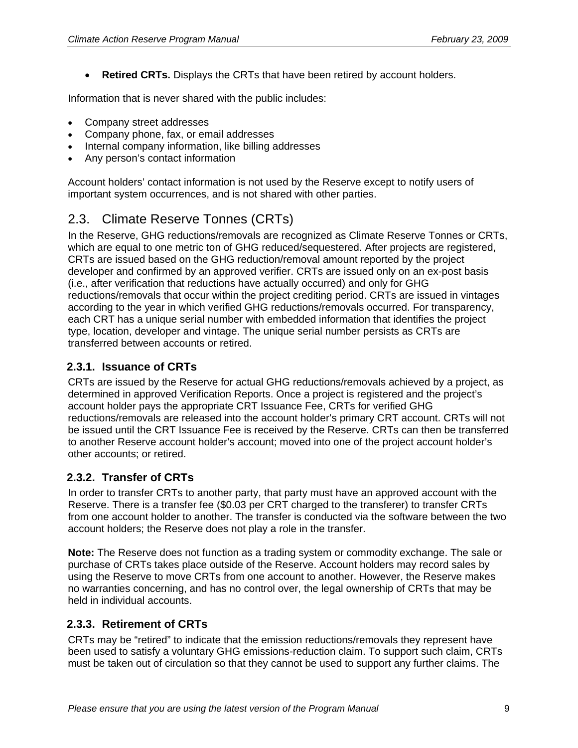- **Retired CRTs.** Displays the CRTs that have been retired by account holders.

Information that is never shared with the public includes:

- Company street addresses
- Company phone, fax, or email addresses
- Internal company information, like billing addresses
- Any person's contact information

Account holders' contact information is not used by the Reserve except to notify users of important system occurrences, and is not shared with other parties.

## 2.3. Climate Reserve Tonnes (CRTs)

In the Reserve, GHG reductions/removals are recognized as Climate Reserve Tonnes or CRTs, which are equal to one metric ton of GHG reduced/sequestered. After projects are registered, CRTs are issued based on the GHG reduction/removal amount reported by the project developer and confirmed by an approved verifier. CRTs are issued only on an ex-post basis (i.e., after verification that reductions have actually occurred) and only for GHG reductions/removals that occur within the project crediting period. CRTs are issued in vintages according to the year in which verified GHG reductions/removals occurred. For transparency, each CRT has a unique serial number with embedded information that identifies the project type, location, developer and vintage. The unique serial number persists as CRTs are transferred between accounts or retired.

### 2.3.1. Issuance of CRTs

CRTs are issued by the Reserve for actual GHG reductions/removals achieved by a project, as determined in approved Verification Reports. Once a project is registered and the project's account holder pays the appropriate CRT Issuance Fee, CRTs for verified GHG reductions/removals are released into the account holder's primary CRT account. CRTs will not be issued until the CRT Issuance Fee is received by the Reserve. CRTs can then be transferred to another Reserve account holder's account; moved into one of the project account holder's other accounts; or retired.

### 2.3.2. Transfer of CRTs

In order to transfer CRTs to another party, that party must have an approved account with the Reserve. There is a transfer fee ($0.03 per CRT charged to the transferer) to transfer CRTs from one account holder to another. The transfer is conducted via the software between the two account holders; the Reserve does not play a role in the transfer.

**Note:** The Reserve does not function as a trading system or commodity exchange. The sale or purchase of CRTs takes place outside of the Reserve. Account holders may record sales by using the Reserve to move CRTs from one account to another. However, the Reserve makes no warranties concerning, and has no control over, the legal ownership of CRTs that may be held in individual accounts.

### 2.3.3. Retirement of CRTs

CRTs may be "retired" to indicate that the emission reductions/removals they represent have been used to satisfy a voluntary GHG emissions-reduction claim. To support such claim, CRTs must be taken out of circulation so that they cannot be used to support any further claims. The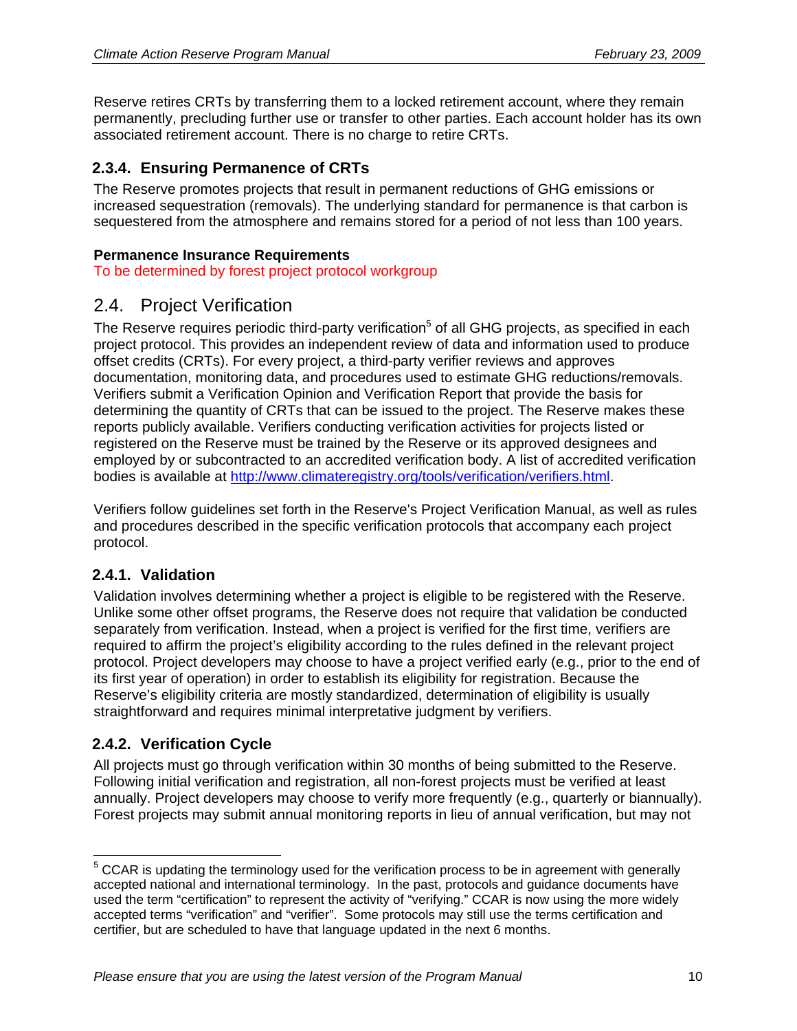Reserve retires CRTs by transferring them to a locked retirement account, where they remain permanently, precluding further use or transfer to other parties. Each account holder has its own associated retirement account. There is no charge to retire CRTs.

### 2.3.4. Ensuring Permanence of CRTs

The Reserve promotes projects that result in permanent reductions of GHG emissions or increased sequestration (removals). The underlying standard for permanence is that carbon is sequestered from the atmosphere and remains stored for a period of not less than 100 years.

**Permanence Insurance Requirements**

To be determined by forest project protocol workgroup

## 2.4. Project Verification

The Reserve requires periodic third-party verification[5] of all GHG projects, as specified in each project protocol. This provides an independent review of data and information used to produce offset credits (CRTs). For every project, a third-party verifier reviews and approves documentation, monitoring data, and procedures used to estimate GHG reductions/removals. Verifiers submit a Verification Opinion and Verification Report that provide the basis for determining the quantity of CRTs that can be issued to the project. The Reserve makes these reports publicly available. Verifiers conducting verification activities for projects listed or registered on the Reserve must be trained by the Reserve or its approved designees and employed by or subcontracted to an accredited verification body. A list of accredited verification bodies is available at http://www.climateregistry.org/tools/verification/verifiers.html.

Verifiers follow guidelines set forth in the Reserve's Project Verification Manual, as well as rules and procedures described in the specific verification protocols that accompany each project protocol.

### 2.4.1. Validation

Validation involves determining whether a project is eligible to be registered with the Reserve. Unlike some other offset programs, the Reserve does not require that validation be conducted separately from verification. Instead, when a project is verified for the first time, verifiers are required to affirm the project's eligibility according to the rules defined in the relevant project protocol. Project developers may choose to have a project verified early (e.g., prior to the end of its first year of operation) in order to establish its eligibility for registration. Because the Reserve's eligibility criteria are mostly standardized, determination of eligibility is usually straightforward and requires minimal interpretative judgment by verifiers.

### 2.4.2. Verification Cycle

All projects must go through verification within 30 months of being submitted to the Reserve. Following initial verification and registration, all non-forest projects must be verified at least annually. Project developers may choose to verify more frequently (e.g., quarterly or biannually). Forest projects may submit annual monitoring reports in lieu of annual verification, but may not

---

[5] CCAR is updating the terminology used for the verification process to be in agreement with generally accepted national and international terminology. In the past, protocols and guidance documents have used the term "certification" to represent the activity of "verifying." CCAR is now using the more widely accepted terms "verification" and "verifier". Some protocols may still use the terms certification and certifier, but are scheduled to have that language updated in the next 6 months.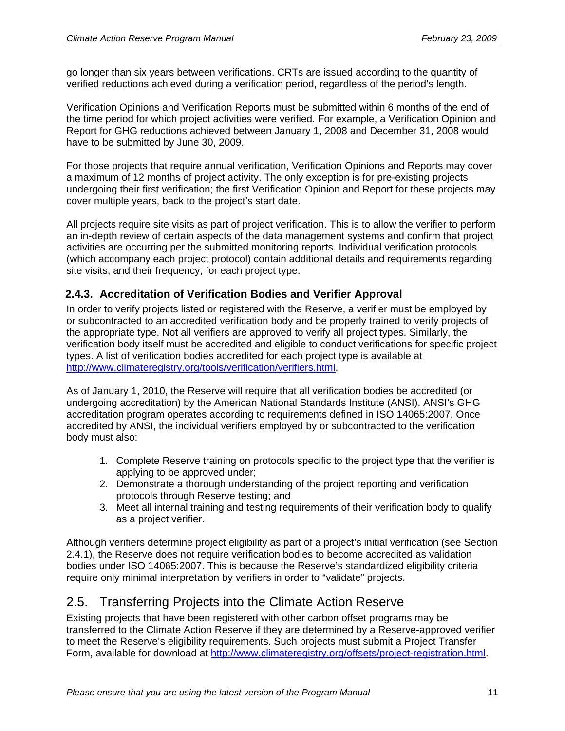go longer than six years between verifications. CRTs are issued according to the quantity of verified reductions achieved during a verification period, regardless of the period's length.

Verification Opinions and Verification Reports must be submitted within 6 months of the end of the time period for which project activities were verified. For example, a Verification Opinion and Report for GHG reductions achieved between January 1, 2008 and December 31, 2008 would have to be submitted by June 30, 2009.

For those projects that require annual verification, Verification Opinions and Reports may cover a maximum of 12 months of project activity. The only exception is for pre-existing projects undergoing their first verification; the first Verification Opinion and Report for these projects may cover multiple years, back to the project's start date.

All projects require site visits as part of project verification. This is to allow the verifier to perform an in-depth review of certain aspects of the data management systems and confirm that project activities are occurring per the submitted monitoring reports. Individual verification protocols (which accompany each project protocol) contain additional details and requirements regarding site visits, and their frequency, for each project type.

### 2.4.3. Accreditation of Verification Bodies and Verifier Approval

In order to verify projects listed or registered with the Reserve, a verifier must be employed by or subcontracted to an accredited verification body and be properly trained to verify projects of the appropriate type. Not all verifiers are approved to verify all project types. Similarly, the verification body itself must be accredited and eligible to conduct verifications for specific project types. A list of verification bodies accredited for each project type is available at http://www.climateregistry.org/tools/verification/verifiers.html.

As of January 1, 2010, the Reserve will require that all verification bodies be accredited (or undergoing accreditation) by the American National Standards Institute (ANSI). ANSI's GHG accreditation program operates according to requirements defined in ISO 14065:2007. Once accredited by ANSI, the individual verifiers employed by or subcontracted to the verification body must also:

1. Complete Reserve training on protocols specific to the project type that the verifier is applying to be approved under;
2. Demonstrate a thorough understanding of the project reporting and verification protocols through Reserve testing; and
3. Meet all internal training and testing requirements of their verification body to qualify as a project verifier.

Although verifiers determine project eligibility as part of a project's initial verification (see Section 2.4.1), the Reserve does not require verification bodies to become accredited as validation bodies under ISO 14065:2007. This is because the Reserve's standardized eligibility criteria require only minimal interpretation by verifiers in order to "validate" projects.

## 2.5. Transferring Projects into the Climate Action Reserve

Existing projects that have been registered with other carbon offset programs may be transferred to the Climate Action Reserve if they are determined by a Reserve-approved verifier to meet the Reserve's eligibility requirements. Such projects must submit a Project Transfer Form, available for download at http://www.climateregistry.org/offsets/project-registration.html.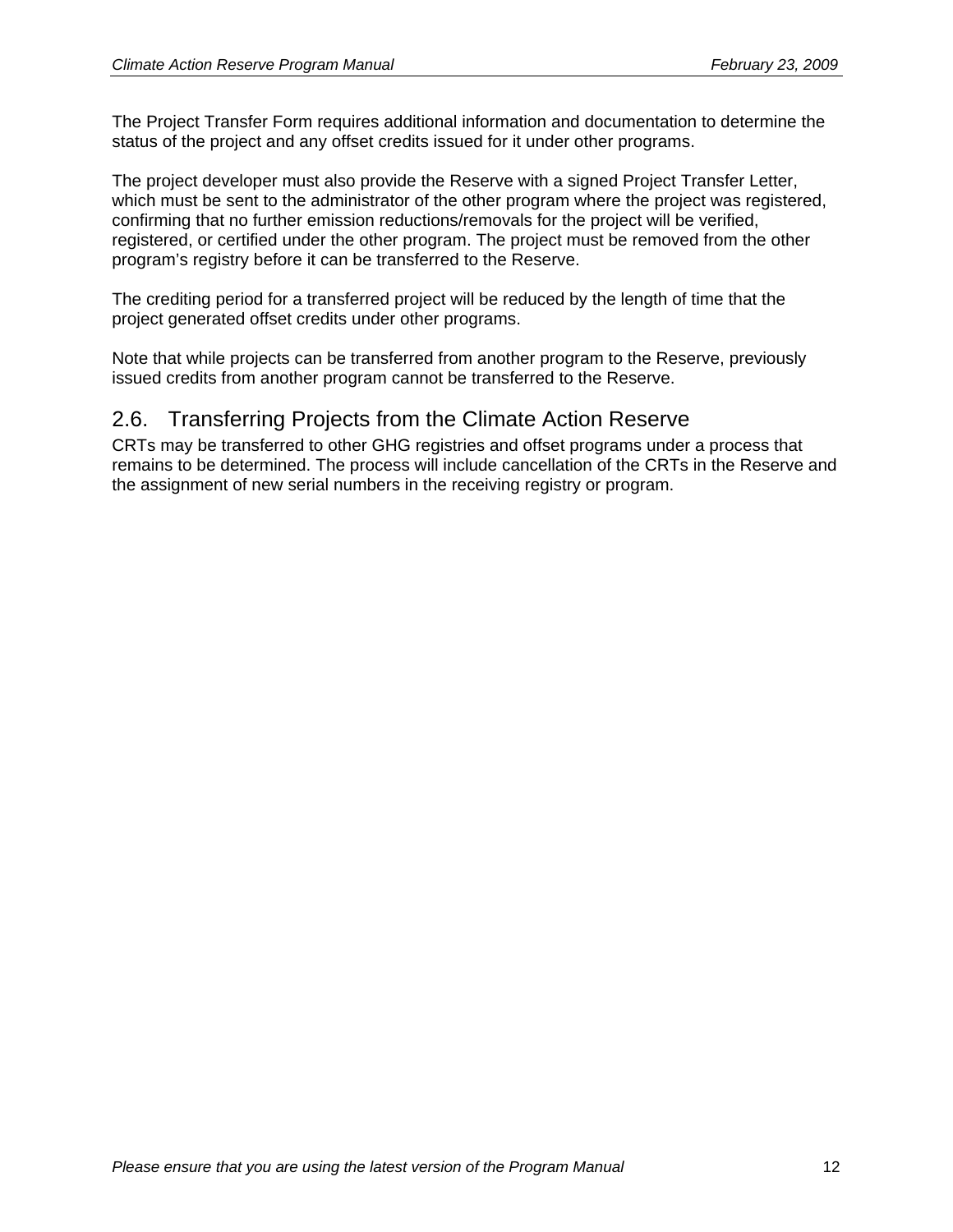The Project Transfer Form requires additional information and documentation to determine the status of the project and any offset credits issued for it under other programs.

The project developer must also provide the Reserve with a signed Project Transfer Letter, which must be sent to the administrator of the other program where the project was registered, confirming that no further emission reductions/removals for the project will be verified, registered, or certified under the other program. The project must be removed from the other program's registry before it can be transferred to the Reserve.

The crediting period for a transferred project will be reduced by the length of time that the project generated offset credits under other programs.

Note that while projects can be transferred from another program to the Reserve, previously issued credits from another program cannot be transferred to the Reserve.

## 2.6. Transferring Projects from the Climate Action Reserve

CRTs may be transferred to other GHG registries and offset programs under a process that remains to be determined. The process will include cancellation of the CRTs in the Reserve and the assignment of new serial numbers in the receiving registry or program.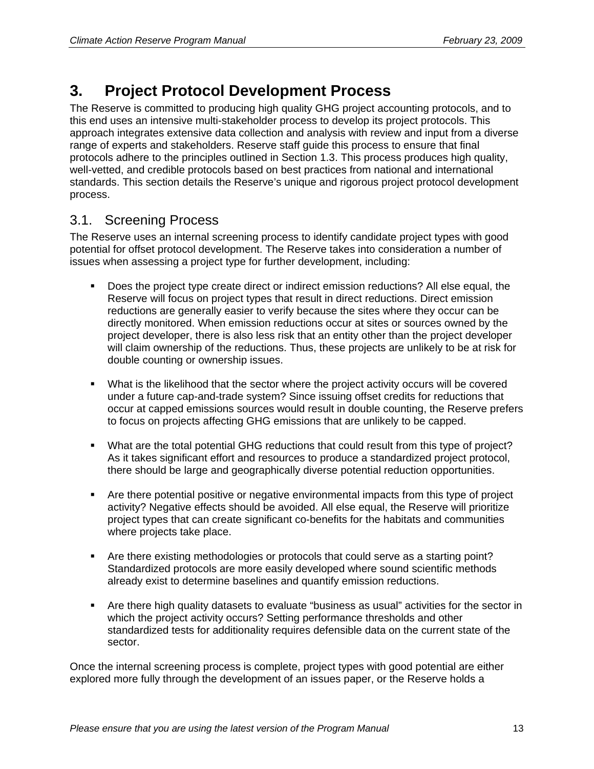# 3. Project Protocol Development Process

The Reserve is committed to producing high quality GHG project accounting protocols, and to this end uses an intensive multi-stakeholder process to develop its project protocols. This approach integrates extensive data collection and analysis with review and input from a diverse range of experts and stakeholders. Reserve staff guide this process to ensure that final protocols adhere to the principles outlined in Section 1.3. This process produces high quality, well-vetted, and credible protocols based on best practices from national and international standards. This section details the Reserve's unique and rigorous project protocol development process.

## 3.1. Screening Process

The Reserve uses an internal screening process to identify candidate project types with good potential for offset protocol development. The Reserve takes into consideration a number of issues when assessing a project type for further development, including:

- Does the project type create direct or indirect emission reductions? All else equal, the Reserve will focus on project types that result in direct reductions. Direct emission reductions are generally easier to verify because the sites where they occur can be directly monitored. When emission reductions occur at sites or sources owned by the project developer, there is also less risk that an entity other than the project developer will claim ownership of the reductions. Thus, these projects are unlikely to be at risk for double counting or ownership issues.

- What is the likelihood that the sector where the project activity occurs will be covered under a future cap-and-trade system? Since issuing offset credits for reductions that occur at capped emissions sources would result in double counting, the Reserve prefers to focus on projects affecting GHG emissions that are unlikely to be capped.

- What are the total potential GHG reductions that could result from this type of project? As it takes significant effort and resources to produce a standardized project protocol, there should be large and geographically diverse potential reduction opportunities.

- Are there potential positive or negative environmental impacts from this type of project activity? Negative effects should be avoided. All else equal, the Reserve will prioritize project types that can create significant co-benefits for the habitats and communities where projects take place.

- Are there existing methodologies or protocols that could serve as a starting point? Standardized protocols are more easily developed where sound scientific methods already exist to determine baselines and quantify emission reductions.

- Are there high quality datasets to evaluate "business as usual" activities for the sector in which the project activity occurs? Setting performance thresholds and other standardized tests for additionality requires defensible data on the current state of the sector.

Once the internal screening process is complete, project types with good potential are either explored more fully through the development of an issues paper, or the Reserve holds a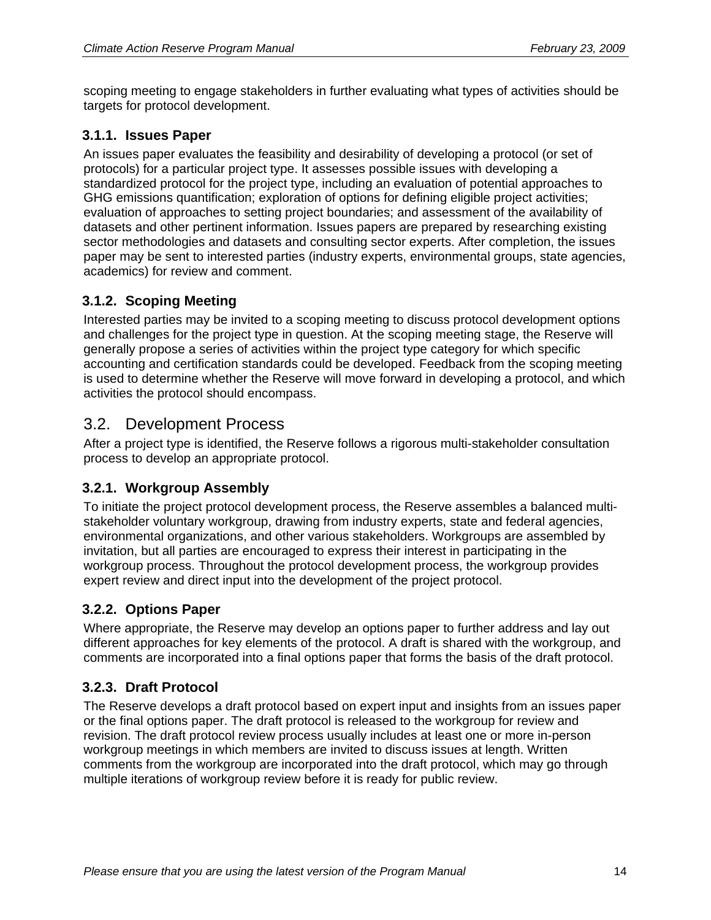scoping meeting to engage stakeholders in further evaluating what types of activities should be targets for protocol development.

### 3.1.1. Issues Paper

An issues paper evaluates the feasibility and desirability of developing a protocol (or set of protocols) for a particular project type. It assesses possible issues with developing a standardized protocol for the project type, including an evaluation of potential approaches to GHG emissions quantification; exploration of options for defining eligible project activities; evaluation of approaches to setting project boundaries; and assessment of the availability of datasets and other pertinent information. Issues papers are prepared by researching existing sector methodologies and datasets and consulting sector experts. After completion, the issues paper may be sent to interested parties (industry experts, environmental groups, state agencies, academics) for review and comment.

### 3.1.2. Scoping Meeting

Interested parties may be invited to a scoping meeting to discuss protocol development options and challenges for the project type in question. At the scoping meeting stage, the Reserve will generally propose a series of activities within the project type category for which specific accounting and certification standards could be developed. Feedback from the scoping meeting is used to determine whether the Reserve will move forward in developing a protocol, and which activities the protocol should encompass.

## 3.2. Development Process

After a project type is identified, the Reserve follows a rigorous multi-stakeholder consultation process to develop an appropriate protocol.

### 3.2.1. Workgroup Assembly

To initiate the project protocol development process, the Reserve assembles a balanced multi-stakeholder voluntary workgroup, drawing from industry experts, state and federal agencies, environmental organizations, and other various stakeholders. Workgroups are assembled by invitation, but all parties are encouraged to express their interest in participating in the workgroup process. Throughout the protocol development process, the workgroup provides expert review and direct input into the development of the project protocol.

### 3.2.2. Options Paper

Where appropriate, the Reserve may develop an options paper to further address and lay out different approaches for key elements of the protocol. A draft is shared with the workgroup, and comments are incorporated into a final options paper that forms the basis of the draft protocol.

### 3.2.3. Draft Protocol

The Reserve develops a draft protocol based on expert input and insights from an issues paper or the final options paper. The draft protocol is released to the workgroup for review and revision. The draft protocol review process usually includes at least one or more in-person workgroup meetings in which members are invited to discuss issues at length. Written comments from the workgroup are incorporated into the draft protocol, which may go through multiple iterations of workgroup review before it is ready for public review.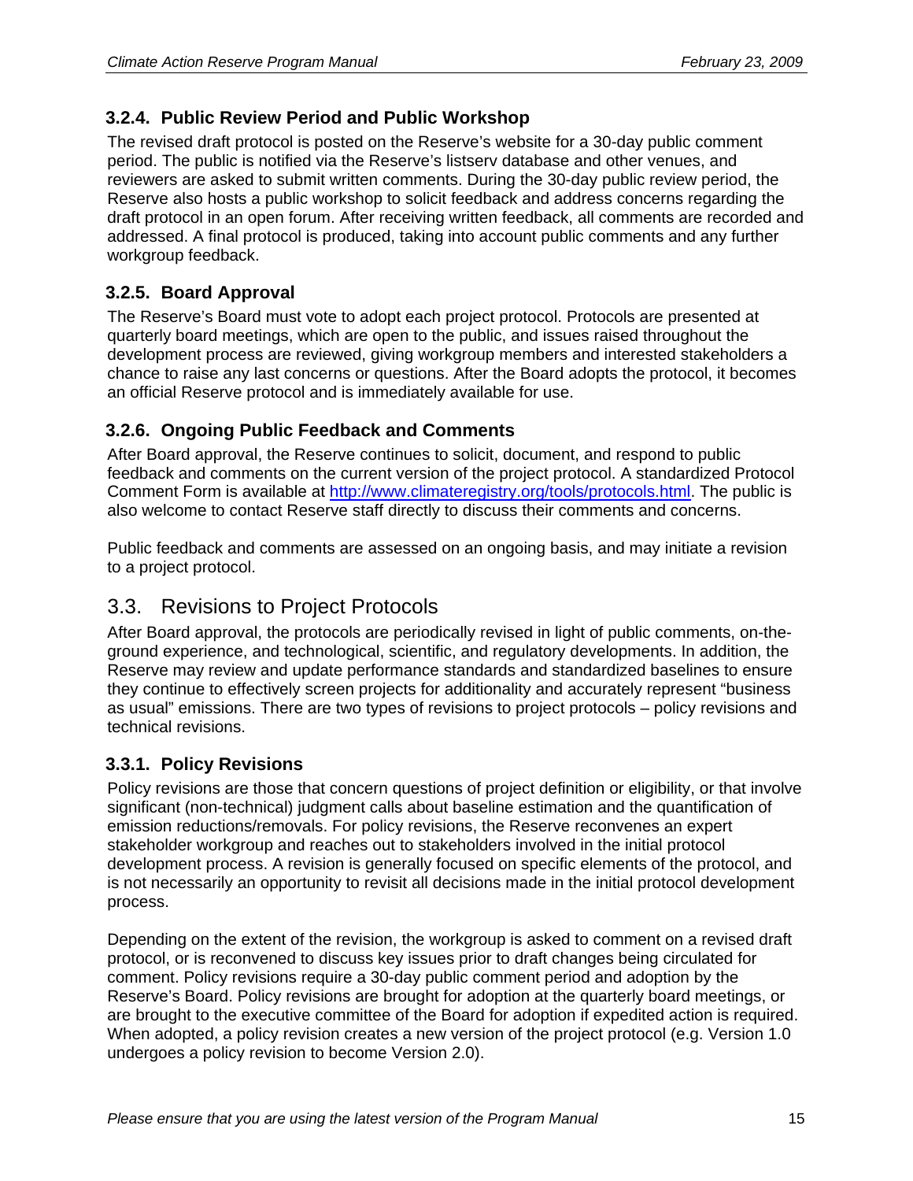### 3.2.4. Public Review Period and Public Workshop

The revised draft protocol is posted on the Reserve's website for a 30-day public comment period. The public is notified via the Reserve's listserv database and other venues, and reviewers are asked to submit written comments. During the 30-day public review period, the Reserve also hosts a public workshop to solicit feedback and address concerns regarding the draft protocol in an open forum. After receiving written feedback, all comments are recorded and addressed. A final protocol is produced, taking into account public comments and any further workgroup feedback.

### 3.2.5. Board Approval

The Reserve's Board must vote to adopt each project protocol. Protocols are presented at quarterly board meetings, which are open to the public, and issues raised throughout the development process are reviewed, giving workgroup members and interested stakeholders a chance to raise any last concerns or questions. After the Board adopts the protocol, it becomes an official Reserve protocol and is immediately available for use.

### 3.2.6. Ongoing Public Feedback and Comments

After Board approval, the Reserve continues to solicit, document, and respond to public feedback and comments on the current version of the project protocol. A standardized Protocol Comment Form is available at [http://www.climateregistry.org/tools/protocols.html](http://www.climateregistry.org/tools/protocols.html). The public is also welcome to contact Reserve staff directly to discuss their comments and concerns.

Public feedback and comments are assessed on an ongoing basis, and may initiate a revision to a project protocol.

## 3.3. Revisions to Project Protocols

After Board approval, the protocols are periodically revised in light of public comments, on-the-ground experience, and technological, scientific, and regulatory developments. In addition, the Reserve may review and update performance standards and standardized baselines to ensure they continue to effectively screen projects for additionality and accurately represent "business as usual" emissions. There are two types of revisions to project protocols – policy revisions and technical revisions.

### 3.3.1. Policy Revisions

Policy revisions are those that concern questions of project definition or eligibility, or that involve significant (non-technical) judgment calls about baseline estimation and the quantification of emission reductions/removals. For policy revisions, the Reserve reconvenes an expert stakeholder workgroup and reaches out to stakeholders involved in the initial protocol development process. A revision is generally focused on specific elements of the protocol, and is not necessarily an opportunity to revisit all decisions made in the initial protocol development process.

Depending on the extent of the revision, the workgroup is asked to comment on a revised draft protocol, or is reconvened to discuss key issues prior to draft changes being circulated for comment. Policy revisions require a 30-day public comment period and adoption by the Reserve's Board. Policy revisions are brought for adoption at the quarterly board meetings, or are brought to the executive committee of the Board for adoption if expedited action is required. When adopted, a policy revision creates a new version of the project protocol (e.g. Version 1.0 undergoes a policy revision to become Version 2.0).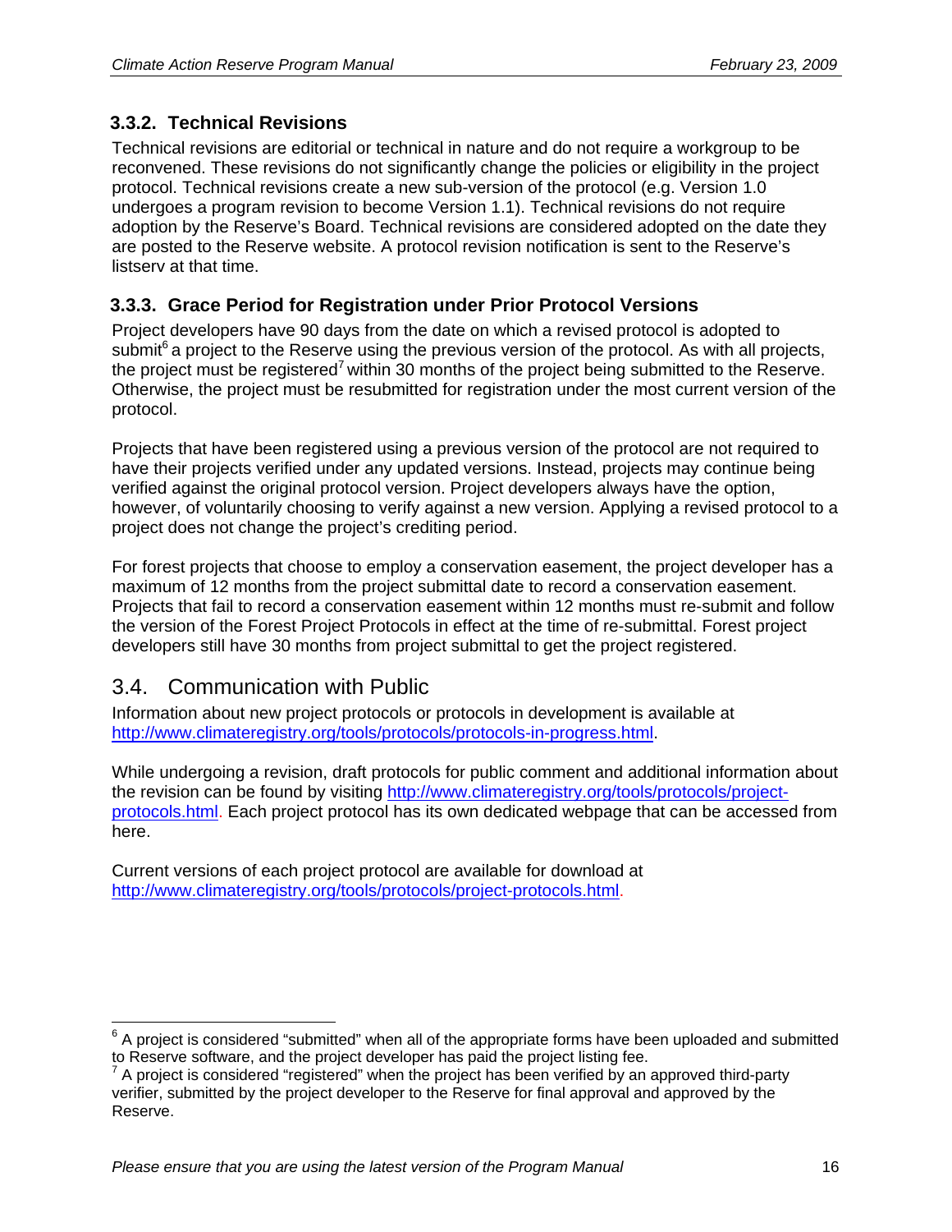### 3.3.2. Technical Revisions

Technical revisions are editorial or technical in nature and do not require a workgroup to be reconvened. These revisions do not significantly change the policies or eligibility in the project protocol. Technical revisions create a new sub-version of the protocol (e.g. Version 1.0 undergoes a program revision to become Version 1.1). Technical revisions do not require adoption by the Reserve's Board. Technical revisions are considered adopted on the date they are posted to the Reserve website. A protocol revision notification is sent to the Reserve's listserv at that time.

### 3.3.3. Grace Period for Registration under Prior Protocol Versions

Project developers have 90 days from the date on which a revised protocol is adopted to submit[6] a project to the Reserve using the previous version of the protocol. As with all projects, the project must be registered[7] within 30 months of the project being submitted to the Reserve. Otherwise, the project must be resubmitted for registration under the most current version of the protocol.

Projects that have been registered using a previous version of the protocol are not required to have their projects verified under any updated versions. Instead, projects may continue being verified against the original protocol version. Project developers always have the option, however, of voluntarily choosing to verify against a new version. Applying a revised protocol to a project does not change the project's crediting period.

For forest projects that choose to employ a conservation easement, the project developer has a maximum of 12 months from the project submittal date to record a conservation easement. Projects that fail to record a conservation easement within 12 months must re-submit and follow the version of the Forest Project Protocols in effect at the time of re-submittal. Forest project developers still have 30 months from project submittal to get the project registered.

## 3.4. Communication with Public

Information about new project protocols or protocols in development is available at http://www.climateregistry.org/tools/protocols/protocols-in-progress.html.

While undergoing a revision, draft protocols for public comment and additional information about the revision can be found by visiting http://www.climateregistry.org/tools/protocols/project-protocols.html. Each project protocol has its own dedicated webpage that can be accessed from here.

Current versions of each project protocol are available for download at http://www.climateregistry.org/tools/protocols/project-protocols.html.

---

[6] A project is considered "submitted" when all of the appropriate forms have been uploaded and submitted to Reserve software, and the project developer has paid the project listing fee.

[7] A project is considered "registered" when the project has been verified by an approved third-party verifier, submitted by the project developer to the Reserve for final approval and approved by the Reserve.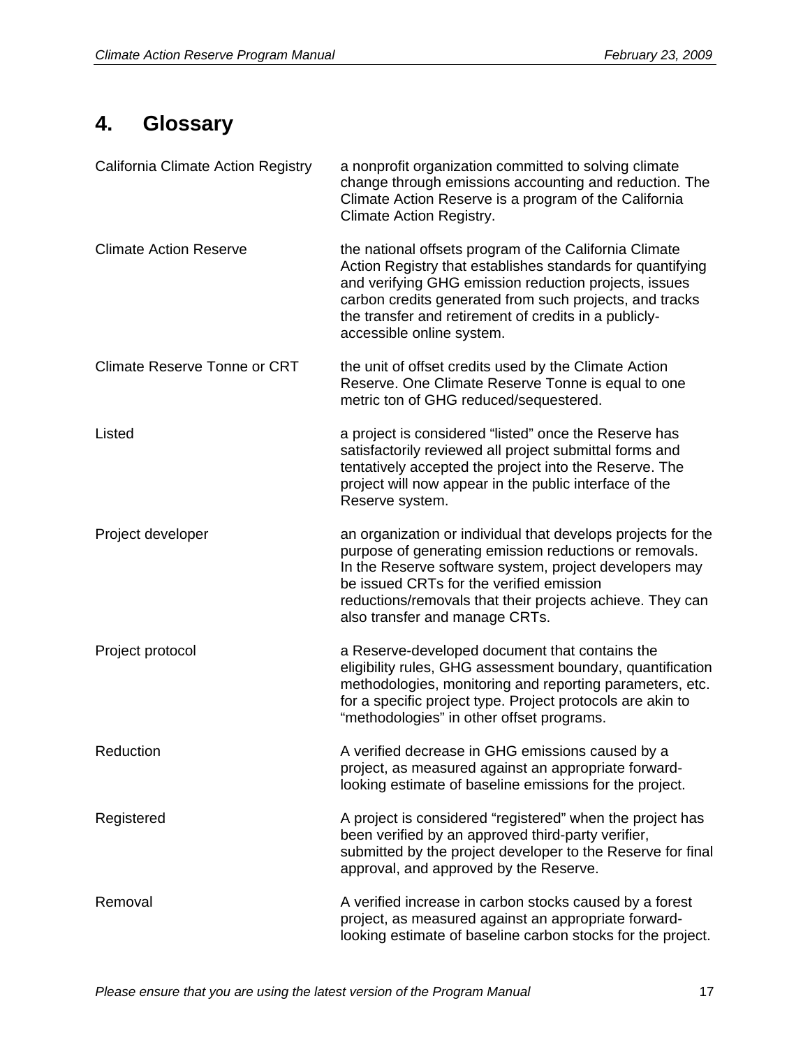# 4. Glossary

| | |
|---|---|
| California Climate Action Registry | a nonprofit organization committed to solving climate change through emissions accounting and reduction. The Climate Action Reserve is a program of the California Climate Action Registry. |
| Climate Action Reserve | the national offsets program of the California Climate Action Registry that establishes standards for quantifying and verifying GHG emission reduction projects, issues carbon credits generated from such projects, and tracks the transfer and retirement of credits in a publicly-accessible online system. |
| Climate Reserve Tonne or CRT | the unit of offset credits used by the Climate Action Reserve. One Climate Reserve Tonne is equal to one metric ton of GHG reduced/sequestered. |
| Listed | a project is considered "listed" once the Reserve has satisfactorily reviewed all project submittal forms and tentatively accepted the project into the Reserve. The project will now appear in the public interface of the Reserve system. |
| Project developer | an organization or individual that develops projects for the purpose of generating emission reductions or removals. In the Reserve software system, project developers may be issued CRTs for the verified emission reductions/removals that their projects achieve. They can also transfer and manage CRTs. |
| Project protocol | a Reserve-developed document that contains the eligibility rules, GHG assessment boundary, quantification methodologies, monitoring and reporting parameters, etc. for a specific project type. Project protocols are akin to "methodologies" in other offset programs. |
| Reduction | A verified decrease in GHG emissions caused by a project, as measured against an appropriate forward-looking estimate of baseline emissions for the project. |
| Registered | A project is considered "registered" when the project has been verified by an approved third-party verifier, submitted by the project developer to the Reserve for final approval, and approved by the Reserve. |
| Removal | A verified increase in carbon stocks caused by a forest project, as measured against an appropriate forward-looking estimate of baseline carbon stocks for the project. |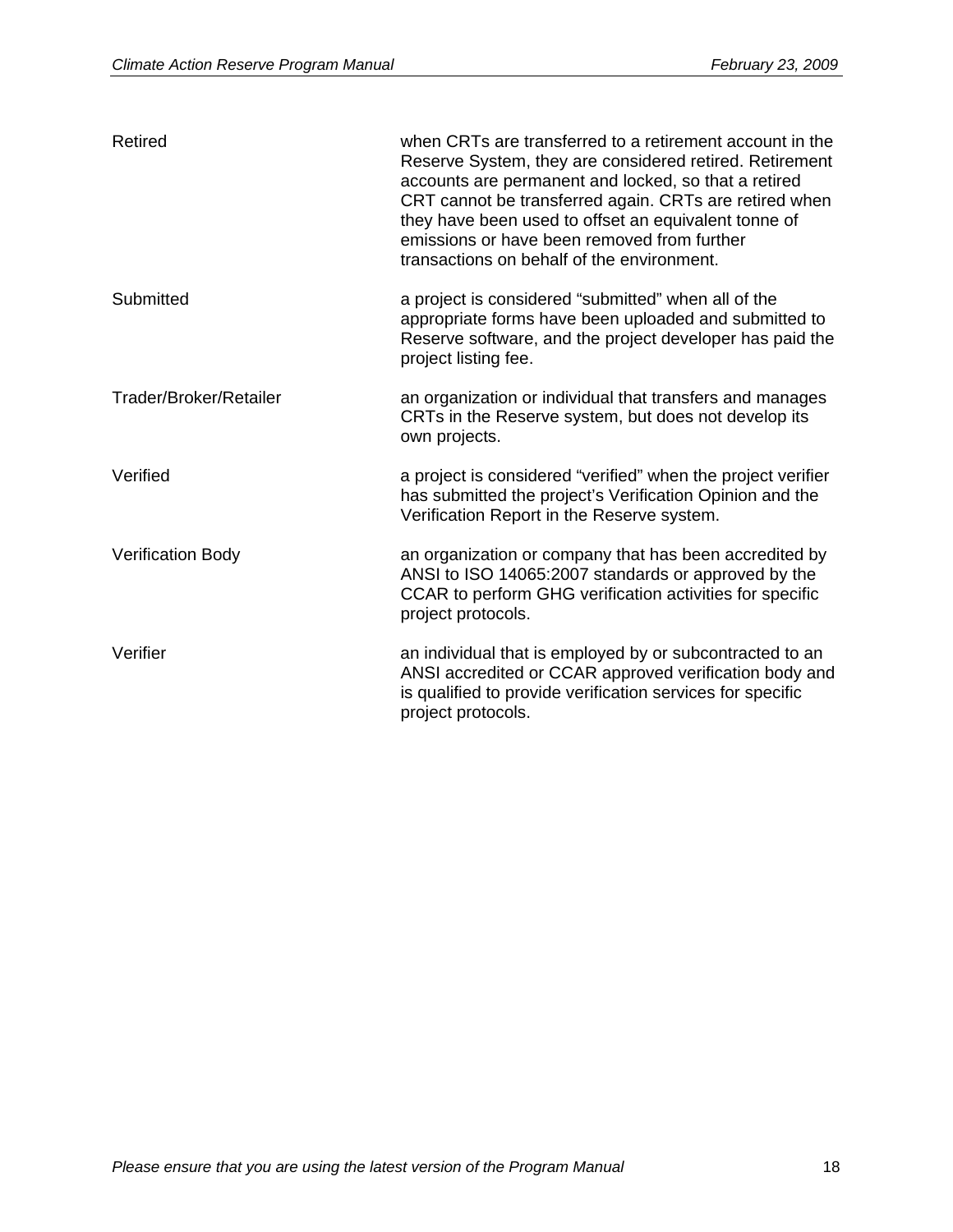| | |
|---|---|
| Retired | when CRTs are transferred to a retirement account in the Reserve System, they are considered retired. Retirement accounts are permanent and locked, so that a retired CRT cannot be transferred again. CRTs are retired when they have been used to offset an equivalent tonne of emissions or have been removed from further transactions on behalf of the environment. |
| Submitted | a project is considered "submitted" when all of the appropriate forms have been uploaded and submitted to Reserve software, and the project developer has paid the project listing fee. |
| Trader/Broker/Retailer | an organization or individual that transfers and manages CRTs in the Reserve system, but does not develop its own projects. |
| Verified | a project is considered "verified" when the project verifier has submitted the project's Verification Opinion and the Verification Report in the Reserve system. |
| Verification Body | an organization or company that has been accredited by ANSI to ISO 14065:2007 standards or approved by the CCAR to perform GHG verification activities for specific project protocols. |
| Verifier | an individual that is employed by or subcontracted to an ANSI accredited or CCAR approved verification body and is qualified to provide verification services for specific project protocols. |